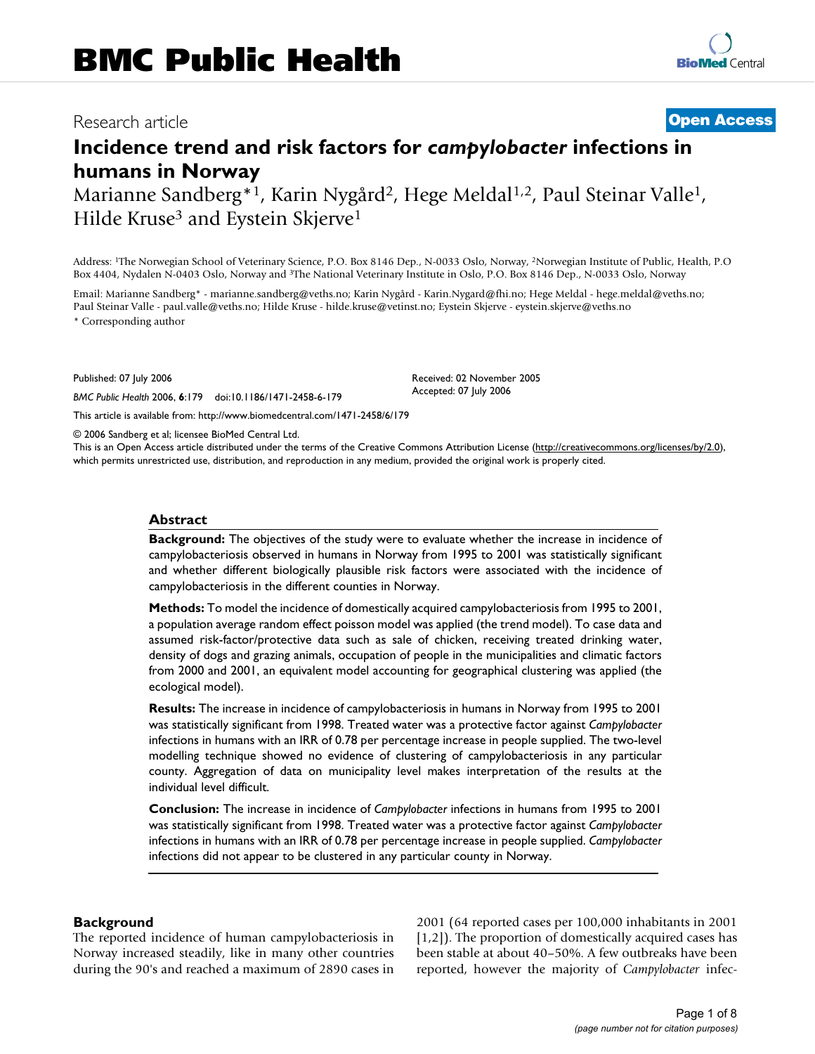BMC Public Health

Research article

**Open Access**

# Incidence trend and risk factors for *campylobacter* infections in humans in Norway

Marianne Sandberg*[1], Karin Nygård[2], Hege Meldal[1,2], Paul Steinar Valle[1], Hilde Kruse[3] and Eystein Skjerve[1]

Address: [1]The Norwegian School of Veterinary Science, P.O. Box 8146 Dep., N-0033 Oslo, Norway, [2]Norwegian Institute of Public, Health, P.O Box 4404, Nydalen N-0403 Oslo, Norway and [3]The National Veterinary Institute in Oslo, P.O. Box 8146 Dep., N-0033 Oslo, Norway

Email: Marianne Sandberg* - marianne.sandberg@veths.no; Karin Nygård - Karin.Nygard@fhi.no; Hege Meldal - hege.meldal@veths.no; Paul Steinar Valle - paul.valle@veths.no; Hilde Kruse - hilde.kruse@vetinst.no; Eystein Skjerve - eystein.skjerve@veths.no

* Corresponding author

Published: 07 July 2006

*BMC Public Health* 2006, **6**:179 doi:10.1186/1471-2458-6-179

Received: 02 November 2005
Accepted: 07 July 2006

This article is available from: http://www.biomedcentral.com/1471-2458/6/179

© 2006 Sandberg et al; licensee BioMed Central Ltd.

This is an Open Access article distributed under the terms of the Creative Commons Attribution License (http://creativecommons.org/licenses/by/2.0), which permits unrestricted use, distribution, and reproduction in any medium, provided the original work is properly cited.

## Abstract

**Background:** The objectives of the study were to evaluate whether the increase in incidence of campylobacteriosis observed in humans in Norway from 1995 to 2001 was statistically significant and whether different biologically plausible risk factors were associated with the incidence of campylobacteriosis in the different counties in Norway.

**Methods:** To model the incidence of domestically acquired campylobacteriosis from 1995 to 2001, a population average random effect poisson model was applied (the trend model). To case data and assumed risk-factor/protective data such as sale of chicken, receiving treated drinking water, density of dogs and grazing animals, occupation of people in the municipalities and climatic factors from 2000 and 2001, an equivalent model accounting for geographical clustering was applied (the ecological model).

**Results:** The increase in incidence of campylobacteriosis in humans in Norway from 1995 to 2001 was statistically significant from 1998. Treated water was a protective factor against *Campylobacter* infections in humans with an IRR of 0.78 per percentage increase in people supplied. The two-level modelling technique showed no evidence of clustering of campylobacteriosis in any particular county. Aggregation of data on municipality level makes interpretation of the results at the individual level difficult.

**Conclusion:** The increase in incidence of *Campylobacter* infections in humans from 1995 to 2001 was statistically significant from 1998. Treated water was a protective factor against *Campylobacter* infections in humans with an IRR of 0.78 per percentage increase in people supplied. *Campylobacter* infections did not appear to be clustered in any particular county in Norway.

## Background

The reported incidence of human campylobacteriosis in Norway increased steadily, like in many other countries during the 90's and reached a maximum of 2890 cases in 2001 (64 reported cases per 100,000 inhabitants in 2001 [1,2]). The proportion of domestically acquired cases has been stable at about 40–50%. A few outbreaks have been reported, however the majority of *Campylobacter* infec-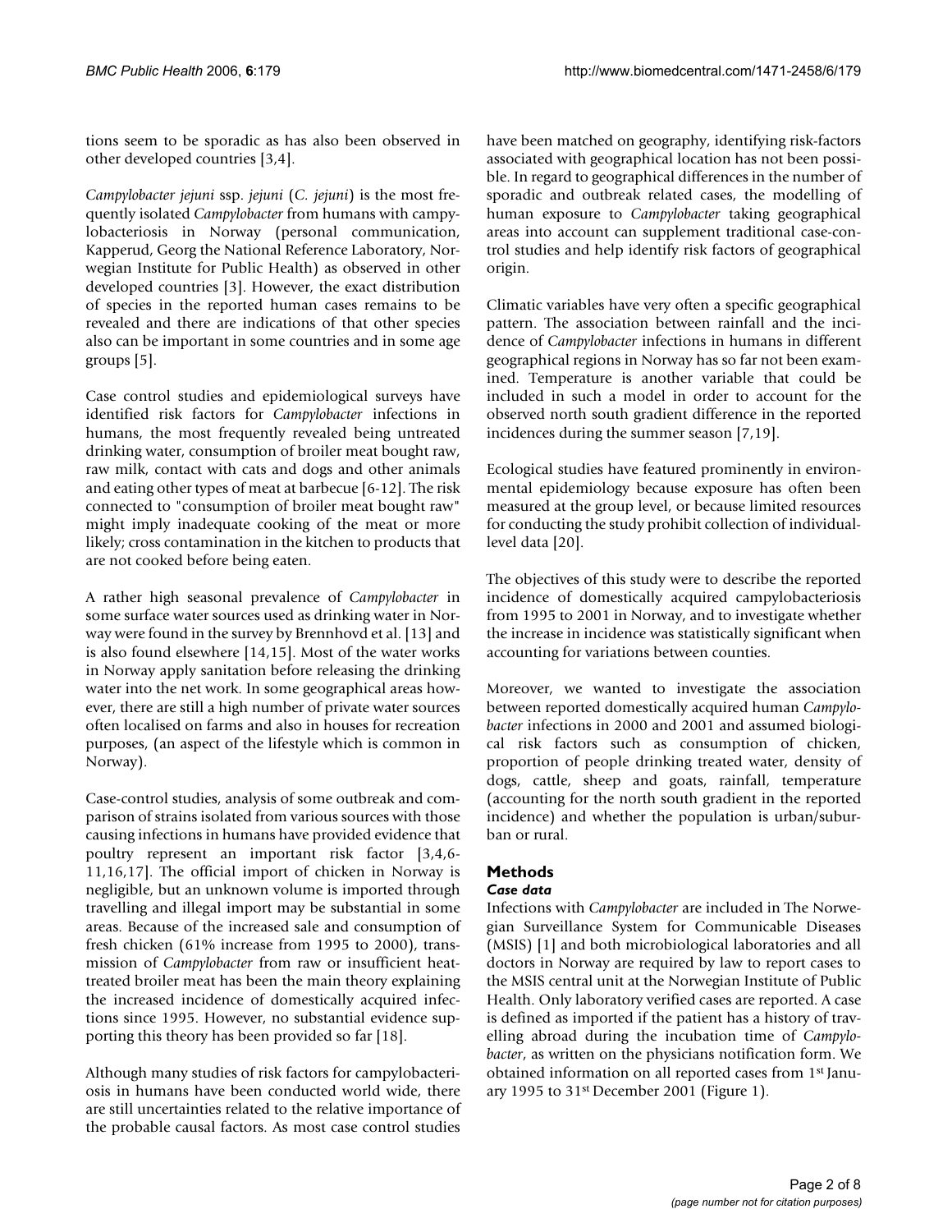tions seem to be sporadic as has also been observed in other developed countries [3,4].

*Campylobacter jejuni* ssp. *jejuni* (*C. jejuni*) is the most frequently isolated *Campylobacter* from humans with campylobacteriosis in Norway (personal communication, Kapperud, Georg the National Reference Laboratory, Norwegian Institute for Public Health) as observed in other developed countries [3]. However, the exact distribution of species in the reported human cases remains to be revealed and there are indications of that other species also can be important in some countries and in some age groups [5].

Case control studies and epidemiological surveys have identified risk factors for *Campylobacter* infections in humans, the most frequently revealed being untreated drinking water, consumption of broiler meat bought raw, raw milk, contact with cats and dogs and other animals and eating other types of meat at barbecue [6-12]. The risk connected to "consumption of broiler meat bought raw" might imply inadequate cooking of the meat or more likely; cross contamination in the kitchen to products that are not cooked before being eaten.

A rather high seasonal prevalence of *Campylobacter* in some surface water sources used as drinking water in Norway were found in the survey by Brennhovd et al. [13] and is also found elsewhere [14,15]. Most of the water works in Norway apply sanitation before releasing the drinking water into the net work. In some geographical areas however, there are still a high number of private water sources often localised on farms and also in houses for recreation purposes, (an aspect of the lifestyle which is common in Norway).

Case-control studies, analysis of some outbreak and comparison of strains isolated from various sources with those causing infections in humans have provided evidence that poultry represent an important risk factor [3,4,6-11,16,17]. The official import of chicken in Norway is negligible, but an unknown volume is imported through travelling and illegal import may be substantial in some areas. Because of the increased sale and consumption of fresh chicken (61% increase from 1995 to 2000), transmission of *Campylobacter* from raw or insufficient heat-treated broiler meat has been the main theory explaining the increased incidence of domestically acquired infections since 1995. However, no substantial evidence supporting this theory has been provided so far [18].

Although many studies of risk factors for campylobacteriosis in humans have been conducted world wide, there are still uncertainties related to the relative importance of the probable causal factors. As most case control studies have been matched on geography, identifying risk-factors associated with geographical location has not been possible. In regard to geographical differences in the number of sporadic and outbreak related cases, the modelling of human exposure to *Campylobacter* taking geographical areas into account can supplement traditional case-control studies and help identify risk factors of geographical origin.

Climatic variables have very often a specific geographical pattern. The association between rainfall and the incidence of *Campylobacter* infections in humans in different geographical regions in Norway has so far not been examined. Temperature is another variable that could be included in such a model in order to account for the observed north south gradient difference in the reported incidences during the summer season [7,19].

Ecological studies have featured prominently in environmental epidemiology because exposure has often been measured at the group level, or because limited resources for conducting the study prohibit collection of individual-level data [20].

The objectives of this study were to describe the reported incidence of domestically acquired campylobacteriosis from 1995 to 2001 in Norway, and to investigate whether the increase in incidence was statistically significant when accounting for variations between counties.

Moreover, we wanted to investigate the association between reported domestically acquired human *Campylobacter* infections in 2000 and 2001 and assumed biological risk factors such as consumption of chicken, proportion of people drinking treated water, density of dogs, cattle, sheep and goats, rainfall, temperature (accounting for the north south gradient in the reported incidence) and whether the population is urban/suburban or rural.

## Methods

### Case data

Infections with *Campylobacter* are included in The Norwegian Surveillance System for Communicable Diseases (MSIS) [1] and both microbiological laboratories and all doctors in Norway are required by law to report cases to the MSIS central unit at the Norwegian Institute of Public Health. Only laboratory verified cases are reported. A case is defined as imported if the patient has a history of travelling abroad during the incubation time of *Campylobacter*, as written on the physicians notification form. We obtained information on all reported cases from 1st January 1995 to 31st December 2001 (Figure 1).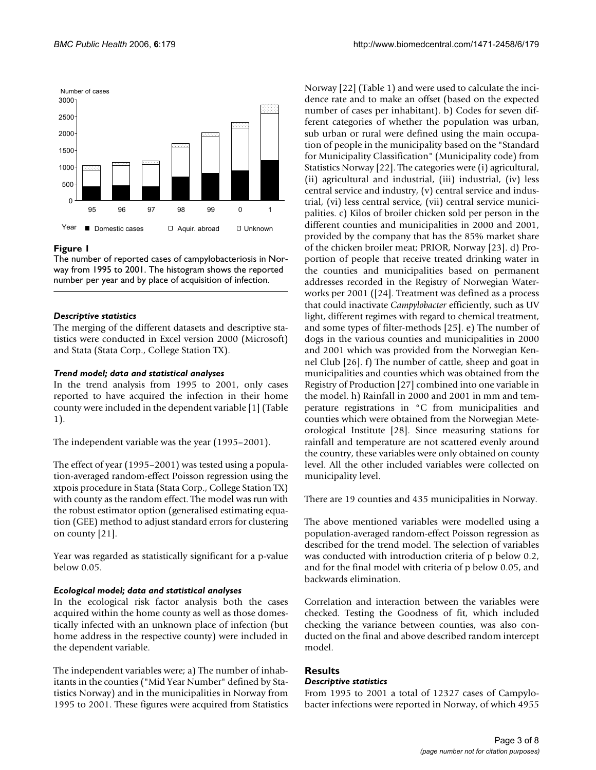Number of cases

3000

2500

2000

1500

1000

500

0

95 96 97 98 99 0 1

Year ■ Domestic cases □ Aquir. abroad □ Unknown

**Figure 1**

The number of reported cases of campylobacteriosis in Norway from 1995 to 2001. The histogram shows the reported number per year and by place of acquisition of infection.

### *Descriptive statistics*

The merging of the different datasets and descriptive statistics were conducted in Excel version 2000 (Microsoft) and Stata (Stata Corp., College Station TX).

### *Trend model; data and statistical analyses*

In the trend analysis from 1995 to 2001, only cases reported to have acquired the infection in their home county were included in the dependent variable [1] (Table 1).

The independent variable was the year (1995–2001).

The effect of year (1995–2001) was tested using a population-averaged random-effect Poisson regression using the xtpois procedure in Stata (Stata Corp., College Station TX) with county as the random effect. The model was run with the robust estimator option (generalised estimating equation (GEE) method to adjust standard errors for clustering on county [21].

Year was regarded as statistically significant for a p-value below 0.05.

### *Ecological model; data and statistical analyses*

In the ecological risk factor analysis both the cases acquired within the home county as well as those domestically infected with an unknown place of infection (but home address in the respective county) were included in the dependent variable.

The independent variables were; a) The number of inhabitants in the counties ("Mid Year Number" defined by Statistics Norway) and in the municipalities in Norway from 1995 to 2001. These figures were acquired from Statistics Norway [22] (Table 1) and were used to calculate the incidence rate and to make an offset (based on the expected number of cases per inhabitant). b) Codes for seven different categories of whether the population was urban, sub urban or rural were defined using the main occupation of people in the municipality based on the "Standard for Municipality Classification" (Municipality code) from Statistics Norway [22]. The categories were (i) agricultural, (ii) agricultural and industrial, (iii) industrial, (iv) less central service and industry, (v) central service and industrial, (vi) less central service, (vii) central service municipalities. c) Kilos of broiler chicken sold per person in the different counties and municipalities in 2000 and 2001, provided by the company that has the 85% market share of the chicken broiler meat; PRIOR, Norway [23]. d) Proportion of people that receive treated drinking water in the counties and municipalities based on permanent addresses recorded in the Registry of Norwegian Waterworks per 2001 ([24]. Treatment was defined as a process that could inactivate *Campylobacter* efficiently, such as UV light, different regimes with regard to chemical treatment, and some types of filter-methods [25]. e) The number of dogs in the various counties and municipalities in 2000 and 2001 which was provided from the Norwegian Kennel Club [26]. f) The number of cattle, sheep and goat in municipalities and counties which was obtained from the Registry of Production [27] combined into one variable in the model. h) Rainfall in 2000 and 2001 in mm and temperature registrations in °C from municipalities and counties which were obtained from the Norwegian Meteorological Institute [28]. Since measuring stations for rainfall and temperature are not scattered evenly around the country, these variables were only obtained on county level. All the other included variables were collected on municipality level.

There are 19 counties and 435 municipalities in Norway.

The above mentioned variables were modelled using a population-averaged random-effect Poisson regression as described for the trend model. The selection of variables was conducted with introduction criteria of p below 0.2, and for the final model with criteria of p below 0.05, and backwards elimination.

Correlation and interaction between the variables were checked. Testing the Goodness of fit, which included checking the variance between counties, was also conducted on the final and above described random intercept model.

## Results

### *Descriptive statistics*

From 1995 to 2001 a total of 12327 cases of Campylobacter infections were reported in Norway, of which 4955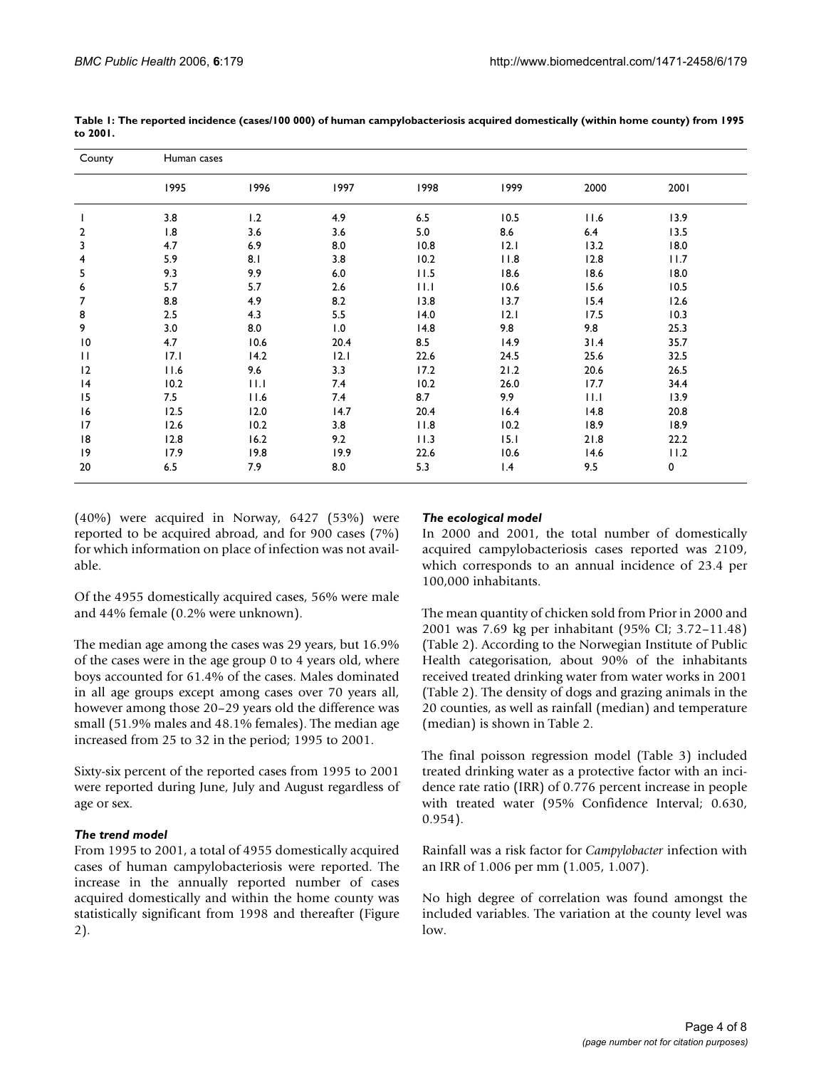**Table 1: The reported incidence (cases/100 000) of human campylobacteriosis acquired domestically (within home county) from 1995 to 2001.**

| County | Human cases | | | | | | |
|---|---|---|---|---|---|---|---|
| | 1995 | 1996 | 1997 | 1998 | 1999 | 2000 | 2001 |
| 1 | 3.8 | 1.2 | 4.9 | 6.5 | 10.5 | 11.6 | 13.9 |
| 2 | 1.8 | 3.6 | 3.6 | 5.0 | 8.6 | 6.4 | 13.5 |
| 3 | 4.7 | 6.9 | 8.0 | 10.8 | 12.1 | 13.2 | 18.0 |
| 4 | 5.9 | 8.1 | 3.8 | 10.2 | 11.8 | 12.8 | 11.7 |
| 5 | 9.3 | 9.9 | 6.0 | 11.5 | 18.6 | 18.6 | 18.0 |
| 6 | 5.7 | 5.7 | 2.6 | 11.1 | 10.6 | 15.6 | 10.5 |
| 7 | 8.8 | 4.9 | 8.2 | 13.8 | 13.7 | 15.4 | 12.6 |
| 8 | 2.5 | 4.3 | 5.5 | 14.0 | 12.1 | 17.5 | 10.3 |
| 9 | 3.0 | 8.0 | 1.0 | 14.8 | 9.8 | 9.8 | 25.3 |
| 10 | 4.7 | 10.6 | 20.4 | 8.5 | 14.9 | 31.4 | 35.7 |
| 11 | 17.1 | 14.2 | 12.1 | 22.6 | 24.5 | 25.6 | 32.5 |
| 12 | 11.6 | 9.6 | 3.3 | 17.2 | 21.2 | 20.6 | 26.5 |
| 14 | 10.2 | 11.1 | 7.4 | 10.2 | 26.0 | 17.7 | 34.4 |
| 15 | 7.5 | 11.6 | 7.4 | 8.7 | 9.9 | 11.1 | 13.9 |
| 16 | 12.5 | 12.0 | 14.7 | 20.4 | 16.4 | 14.8 | 20.8 |
| 17 | 12.6 | 10.2 | 3.8 | 11.8 | 10.2 | 18.9 | 18.9 |
| 18 | 12.8 | 16.2 | 9.2 | 11.3 | 15.1 | 21.8 | 22.2 |
| 19 | 17.9 | 19.8 | 19.9 | 22.6 | 10.6 | 14.6 | 11.2 |
| 20 | 6.5 | 7.9 | 8.0 | 5.3 | 1.4 | 9.5 | 0 |

(40%) were acquired in Norway, 6427 (53%) were reported to be acquired abroad, and for 900 cases (7%) for which information on place of infection was not available.

Of the 4955 domestically acquired cases, 56% were male and 44% female (0.2% were unknown).

The median age among the cases was 29 years, but 16.9% of the cases were in the age group 0 to 4 years old, where boys accounted for 61.4% of the cases. Males dominated in all age groups except among cases over 70 years all, however among those 20–29 years old the difference was small (51.9% males and 48.1% females). The median age increased from 25 to 32 in the period; 1995 to 2001.

Sixty-six percent of the reported cases from 1995 to 2001 were reported during June, July and August regardless of age or sex.

### *The trend model*

From 1995 to 2001, a total of 4955 domestically acquired cases of human campylobacteriosis were reported. The increase in the annually reported number of cases acquired domestically and within the home county was statistically significant from 1998 and thereafter (Figure 2).

### *The ecological model*

In 2000 and 2001, the total number of domestically acquired campylobacteriosis cases reported was 2109, which corresponds to an annual incidence of 23.4 per 100,000 inhabitants.

The mean quantity of chicken sold from Prior in 2000 and 2001 was 7.69 kg per inhabitant (95% CI; 3.72–11.48) (Table 2). According to the Norwegian Institute of Public Health categorisation, about 90% of the inhabitants received treated drinking water from water works in 2001 (Table 2). The density of dogs and grazing animals in the 20 counties, as well as rainfall (median) and temperature (median) is shown in Table 2.

The final poisson regression model (Table 3) included treated drinking water as a protective factor with an incidence rate ratio (IRR) of 0.776 percent increase in people with treated water (95% Confidence Interval; 0.630, 0.954).

Rainfall was a risk factor for *Campylobacter* infection with an IRR of 1.006 per mm (1.005, 1.007).

No high degree of correlation was found amongst the included variables. The variation at the county level was low.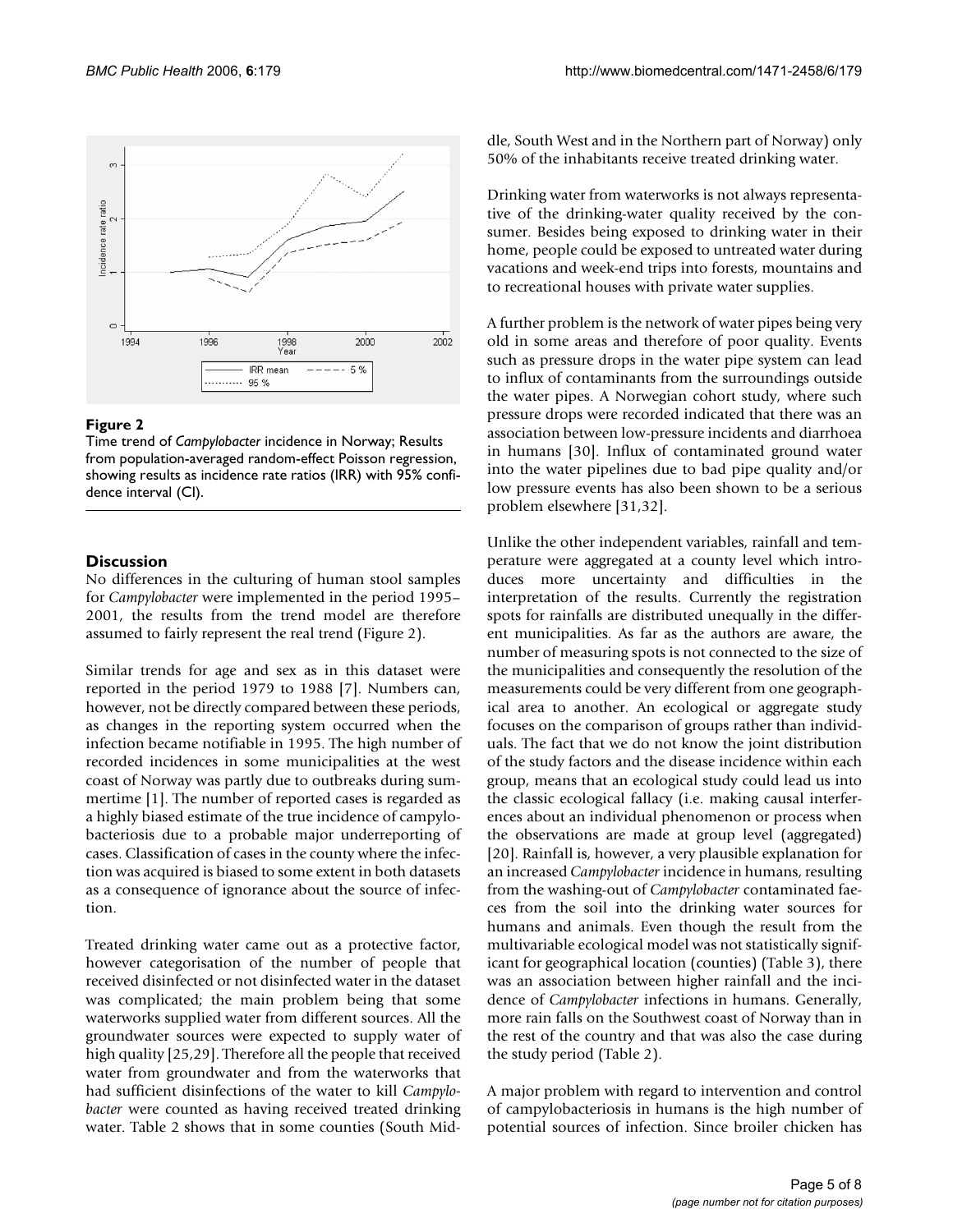Incidence rate ratio

0 1 2 3

1994 1996 1998 2000 2002

Year

IRR mean 5 % 95 %

**Figure 2**

Time trend of *Campylobacter* incidence in Norway; Results from population-averaged random-effect Poisson regression, showing results as incidence rate ratios (IRR) with 95% confidence interval (CI).

## Discussion

No differences in the culturing of human stool samples for *Campylobacter* were implemented in the period 1995–2001, the results from the trend model are therefore assumed to fairly represent the real trend (Figure 2).

Similar trends for age and sex as in this dataset were reported in the period 1979 to 1988 [7]. Numbers can, however, not be directly compared between these periods, as changes in the reporting system occurred when the infection became notifiable in 1995. The high number of recorded incidences in some municipalities at the west coast of Norway was partly due to outbreaks during summertime [1]. The number of reported cases is regarded as a highly biased estimate of the true incidence of campylobacteriosis due to a probable major underreporting of cases. Classification of cases in the county where the infection was acquired is biased to some extent in both datasets as a consequence of ignorance about the source of infection.

Treated drinking water came out as a protective factor, however categorisation of the number of people that received disinfected or not disinfected water in the dataset was complicated; the main problem being that some waterworks supplied water from different sources. All the groundwater sources were expected to supply water of high quality [25,29]. Therefore all the people that received water from groundwater and from the waterworks that had sufficient disinfections of the water to kill *Campylobacter* were counted as having received treated drinking water. Table 2 shows that in some counties (South Middle, South West and in the Northern part of Norway) only 50% of the inhabitants receive treated drinking water.

Drinking water from waterworks is not always representative of the drinking-water quality received by the consumer. Besides being exposed to drinking water in their home, people could be exposed to untreated water during vacations and week-end trips into forests, mountains and to recreational houses with private water supplies.

A further problem is the network of water pipes being very old in some areas and therefore of poor quality. Events such as pressure drops in the water pipe system can lead to influx of contaminants from the surroundings outside the water pipes. A Norwegian cohort study, where such pressure drops were recorded indicated that there was an association between low-pressure incidents and diarrhoea in humans [30]. Influx of contaminated ground water into the water pipelines due to bad pipe quality and/or low pressure events has also been shown to be a serious problem elsewhere [31,32].

Unlike the other independent variables, rainfall and temperature were aggregated at a county level which introduces more uncertainty and difficulties in the interpretation of the results. Currently the registration spots for rainfalls are distributed unequally in the different municipalities. As far as the authors are aware, the number of measuring spots is not connected to the size of the municipalities and consequently the resolution of the measurements could be very different from one geographical area to another. An ecological or aggregate study focuses on the comparison of groups rather than individuals. The fact that we do not know the joint distribution of the study factors and the disease incidence within each group, means that an ecological study could lead us into the classic ecological fallacy (i.e. making causal interferences about an individual phenomenon or process when the observations are made at group level (aggregated) [20]. Rainfall is, however, a very plausible explanation for an increased *Campylobacter* incidence in humans, resulting from the washing-out of *Campylobacter* contaminated faeces from the soil into the drinking water sources for humans and animals. Even though the result from the multivariable ecological model was not statistically significant for geographical location (counties) (Table 3), there was an association between higher rainfall and the incidence of *Campylobacter* infections in humans. Generally, more rain falls on the Southwest coast of Norway than in the rest of the country and that was also the case during the study period (Table 2).

A major problem with regard to intervention and control of campylobacteriosis in humans is the high number of potential sources of infection. Since broiler chicken has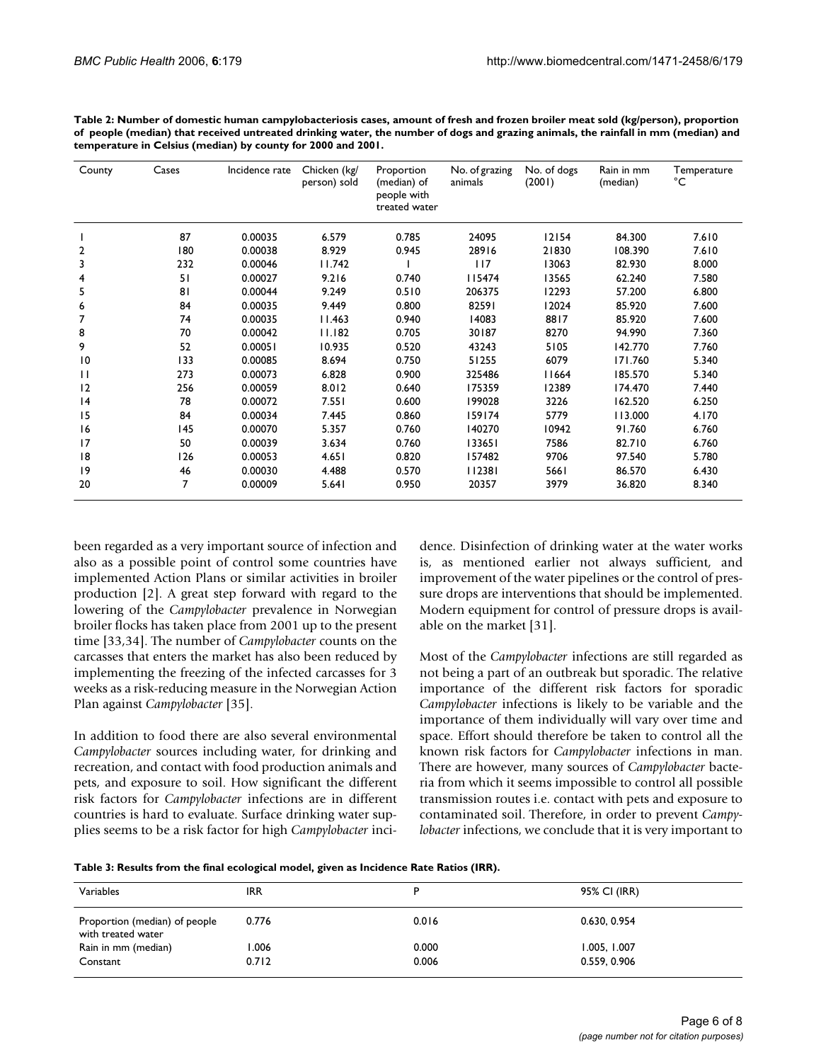**Table 2: Number of domestic human campylobacteriosis cases, amount of fresh and frozen broiler meat sold (kg/person), proportion of people (median) that received untreated drinking water, the number of dogs and grazing animals, the rainfall in mm (median) and temperature in Celsius (median) by county for 2000 and 2001.**

| County | Cases | Incidence rate | Chicken (kg/ person) sold | Proportion (median) of people with treated water | No. of grazing animals | No. of dogs (2001) | Rain in mm (median) | Temperature °C |
|---|---|---|---|---|---|---|---|---|
| 1 | 87 | 0.00035 | 6.579 | 0.785 | 24095 | 12154 | 84.300 | 7.610 |
| 2 | 180 | 0.00038 | 8.929 | 0.945 | 28916 | 21830 | 108.390 | 7.610 |
| 3 | 232 | 0.00046 | 11.742 | 1 | 117 | 13063 | 82.930 | 8.000 |
| 4 | 51 | 0.00027 | 9.216 | 0.740 | 115474 | 13565 | 62.240 | 7.580 |
| 5 | 81 | 0.00044 | 9.249 | 0.510 | 206375 | 12293 | 57.200 | 6.800 |
| 6 | 84 | 0.00035 | 9.449 | 0.800 | 82591 | 12024 | 85.920 | 7.600 |
| 7 | 74 | 0.00035 | 11.463 | 0.940 | 14083 | 8817 | 85.920 | 7.600 |
| 8 | 70 | 0.00042 | 11.182 | 0.705 | 30187 | 8270 | 94.990 | 7.360 |
| 9 | 52 | 0.00051 | 10.935 | 0.520 | 43243 | 5105 | 142.770 | 7.760 |
| 10 | 133 | 0.00085 | 8.694 | 0.750 | 51255 | 6079 | 171.760 | 5.340 |
| 11 | 273 | 0.00073 | 6.828 | 0.900 | 325486 | 11664 | 185.570 | 5.340 |
| 12 | 256 | 0.00059 | 8.012 | 0.640 | 175359 | 12389 | 174.470 | 7.440 |
| 14 | 78 | 0.00072 | 7.551 | 0.600 | 199028 | 3226 | 162.520 | 6.250 |
| 15 | 84 | 0.00034 | 7.445 | 0.860 | 159174 | 5779 | 113.000 | 4.170 |
| 16 | 145 | 0.00070 | 5.357 | 0.760 | 140270 | 10942 | 91.760 | 6.760 |
| 17 | 50 | 0.00039 | 3.634 | 0.760 | 133651 | 7586 | 82.710 | 6.760 |
| 18 | 126 | 0.00053 | 4.651 | 0.820 | 157482 | 9706 | 97.540 | 5.780 |
| 19 | 46 | 0.00030 | 4.488 | 0.570 | 112381 | 5661 | 86.570 | 6.430 |
| 20 | 7 | 0.00009 | 5.641 | 0.950 | 20357 | 3979 | 36.820 | 8.340 |

been regarded as a very important source of infection and also as a possible point of control some countries have implemented Action Plans or similar activities in broiler production [2]. A great step forward with regard to the lowering of the *Campylobacter* prevalence in Norwegian broiler flocks has taken place from 2001 up to the present time [33,34]. The number of *Campylobacter* counts on the carcasses that enters the market has also been reduced by implementing the freezing of the infected carcasses for 3 weeks as a risk-reducing measure in the Norwegian Action Plan against *Campylobacter* [35].

In addition to food there are also several environmental *Campylobacter* sources including water, for drinking and recreation, and contact with food production animals and pets, and exposure to soil. How significant the different risk factors for *Campylobacter* infections are in different countries is hard to evaluate. Surface drinking water supplies seems to be a risk factor for high *Campylobacter* incidence. Disinfection of drinking water at the water works is, as mentioned earlier not always sufficient, and improvement of the water pipelines or the control of pressure drops are interventions that should be implemented. Modern equipment for control of pressure drops is available on the market [31].

Most of the *Campylobacter* infections are still regarded as not being a part of an outbreak but sporadic. The relative importance of the different risk factors for sporadic *Campylobacter* infections is likely to be variable and the importance of them individually will vary over time and space. Effort should therefore be taken to control all the known risk factors for *Campylobacter* infections in man. There are however, many sources of *Campylobacter* bacteria from which it seems impossible to control all possible transmission routes i.e. contact with pets and exposure to contaminated soil. Therefore, in order to prevent *Campylobacter* infections, we conclude that it is very important to

**Table 3: Results from the final ecological model, given as Incidence Rate Ratios (IRR).**

| Variables | IRR | P | 95% CI (IRR) |
|---|---|---|---|
| Proportion (median) of people with treated water | 0.776 | 0.016 | 0.630, 0.954 |
| Rain in mm (median) | 1.006 | 0.000 | 1.005, 1.007 |
| Constant | 0.712 | 0.006 | 0.559, 0.906 |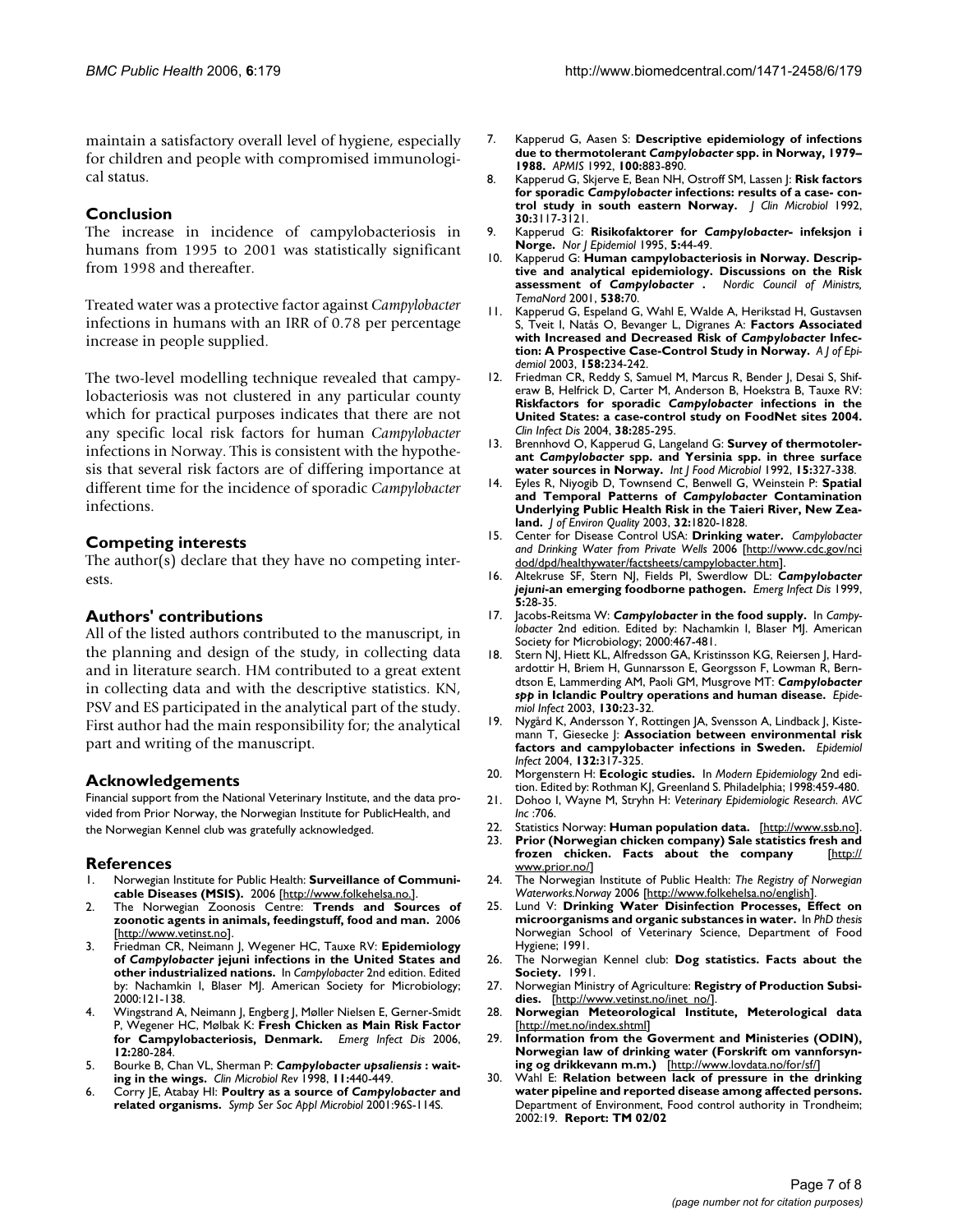maintain a satisfactory overall level of hygiene, especially for children and people with compromised immunological status.

## Conclusion

The increase in incidence of campylobacteriosis in humans from 1995 to 2001 was statistically significant from 1998 and thereafter.

Treated water was a protective factor against *Campylobacter* infections in humans with an IRR of 0.78 per percentage increase in people supplied.

The two-level modelling technique revealed that campylobacteriosis was not clustered in any particular county which for practical purposes indicates that there are not any specific local risk factors for human *Campylobacter* infections in Norway. This is consistent with the hypothesis that several risk factors are of differing importance at different time for the incidence of sporadic *Campylobacter* infections.

## Competing interests

The author(s) declare that they have no competing interests.

## Authors' contributions

All of the listed authors contributed to the manuscript, in the planning and design of the study, in collecting data and in literature search. HM contributed to a greater extent in collecting data and with the descriptive statistics. KN, PSV and ES participated in the analytical part of the study. First author had the main responsibility for; the analytical part and writing of the manuscript.

## Acknowledgements

Financial support from the National Veterinary Institute, and the data provided from Prior Norway, the Norwegian Institute for PublicHealth, and the Norwegian Kennel club was gratefully acknowledged.

## References

1. Norwegian Institute for Public Health: **Surveillance of Communicable Diseases (MSIS).** 2006 [http://www.folkehelsa.no.].
2. The Norwegian Zoonosis Centre: **Trends and Sources of zoonotic agents in animals, feedingstuff, food and man.** 2006 [http://www.vetinst.no].
3. Friedman CR, Neimann J, Wegener HC, Tauxe RV: **Epidemiology of *Campylobacter* jejuni infections in the United States and other industrialized nations.** In *Campylobacter* 2nd edition. Edited by: Nachamkin I, Blaser MJ. American Society for Microbiology; 2000:121-138.
4. Wingstrand A, Neimann J, Engberg J, Møller Nielsen E, Gerner-Smidt P, Wegener HC, Mølbak K: **Fresh Chicken as Main Risk Factor for Campylobacteriosis, Denmark.** *Emerg Infect Dis* 2006, **12:**280-284.
5. Bourke B, Chan VL, Sherman P: ***Campylobacter upsaliensis* : waiting in the wings.** *Clin Microbiol Rev* 1998, **11:**440-449.
6. Corry JE, Atabay HI: **Poultry as a source of *Campylobacter* and related organisms.** *Symp Ser Soc Appl Microbiol* 2001:96S-114S.
7. Kapperud G, Aasen S: **Descriptive epidemiology of infections due to thermotolerant *Campylobacter* spp. in Norway, 1979–1988.** *APMIS* 1992, **100:**883-890.
8. Kapperud G, Skjerve E, Bean NH, Ostroff SM, Lassen J: **Risk factors for sporadic *Campylobacter* infections: results of a case- control study in south eastern Norway.** *J Clin Microbiol* 1992, **30:**3117-3121.
9. Kapperud G: **Risikofaktorer for *Campylobacter*- infeksjon i Norge.** *Nor J Epidemiol* 1995, **5:**44-49.
10. Kapperud G: **Human campylobacteriosis in Norway. Descriptive and analytical epidemiology. Discussions on the Risk assessment of *Campylobacter* .** *Nordic Council of Ministrs, TemaNord* 2001, **538:**70.
11. Kapperud G, Espeland G, Wahl E, Walde A, Herikstad H, Gustavsen S, Tveit I, Natås O, Bevanger L, Digranes A: **Factors Associated with Increased and Decreased Risk of *Campylobacter* Infection: A Prospective Case-Control Study in Norway.** *A J of Epidemiol* 2003, **158:**234-242.
12. Friedman CR, Reddy S, Samuel M, Marcus R, Bender J, Desai S, Shiferaw B, Helfrick D, Carter M, Anderson B, Hoekstra B, Tauxe RV: **Riskfactors for sporadic *Campylobacter* infections in the United States: a case-control study on FoodNet sites 2004.** *Clin Infect Dis* 2004, **38:**285-295.
13. Brennhovd O, Kapperud G, Langeland G: **Survey of thermotolerant *Campylobacter* spp. and Yersinia spp. in three surface water sources in Norway.** *Int J Food Microbiol* 1992, **15:**327-338.
14. Eyles R, Niyogib D, Townsend C, Benwell G, Weinstein P: **Spatial and Temporal Patterns of *Campylobacter* Contamination Underlying Public Health Risk in the Taieri River, New Zealand.** *J of Environ Quality* 2003, **32:**1820-1828.
15. Center for Disease Control USA: **Drinking water.** *Campylobacter and Drinking Water from Private Wells* 2006 [http://www.cdc.gov/ncidod/dpd/healthywater/factsheets/campylobacter.htm].
16. Altekruse SF, Stern NJ, Fields PI, Swerdlow DL: ***Campylobacter jejuni*-an emerging foodborne pathogen.** *Emerg Infect Dis* 1999, **5:**28-35.
17. Jacobs-Reitsma W: ***Campylobacter* in the food supply.** In *Campylobacter* 2nd edition. Edited by: Nachamkin I, Blaser MJ. American Society for Microbiology; 2000:467-481.
18. Stern NJ, Hiett KL, Alfredsson GA, Kristinsson KG, Reiersen J, Hardardottir H, Briem H, Gunnarsson E, Georgsson F, Lowman R, Berndtson E, Lammerding AM, Paoli GM, Musgrove MT: ***Campylobacter spp* in Iclandic Poultry operations and human disease.** *Epidemiol Infect* 2003, **130:**23-32.
19. Nygård K, Andersson Y, Rottingen JA, Svensson A, Lindback J, Kistemann T, Giesecke J: **Association between environmental risk factors and campylobacter infections in Sweden.** *Epidemiol Infect* 2004, **132:**317-325.
20. Morgenstern H: **Ecologic studies.** In *Modern Epidemiology* 2nd edition. Edited by: Rothman KJ, Greenland S. Philadelphia; 1998:459-480.
21. Dohoo I, Wayne M, Stryhn H: *Veterinary Epidemiologic Research. AVC Inc* :706.
22. Statistics Norway: **Human population data.** [http://www.ssb.no].
23. **Prior (Norwegian chicken company) Sale statistics fresh and frozen chicken. Facts about the company** [http://www.prior.no/]
24. The Norwegian Institute of Public Health: *The Registry of Norwegian Waterworks.Norway* 2006 [http://www.folkehelsa.no/english].
25. Lund V: **Drinking Water Disinfection Processes, Effect on microorganisms and organic substances in water.** In *PhD thesis* Norwegian School of Veterinary Science, Department of Food Hygiene; 1991.
26. The Norwegian Kennel club: **Dog statistics. Facts about the Society.** 1991.
27. Norwegian Ministry of Agriculture: **Registry of Production Subsidies.** [http://www.vetinst.no/inet_no/].
28. **Norwegian Meteorological Institute, Meterological data** [http://met.no/index.shtml]
29. **Information from the Goverment and Ministeries (ODIN), Norwegian law of drinking water (Forskrift om vannforsyning og drikkevann m.m.)** [http://www.lovdata.no/for/sf/]
30. Wahl E: **Relation between lack of pressure in the drinking water pipeline and reported disease among affected persons.** Department of Environment, Food control authority in Trondheim; 2002:19. **Report: TM 02/02**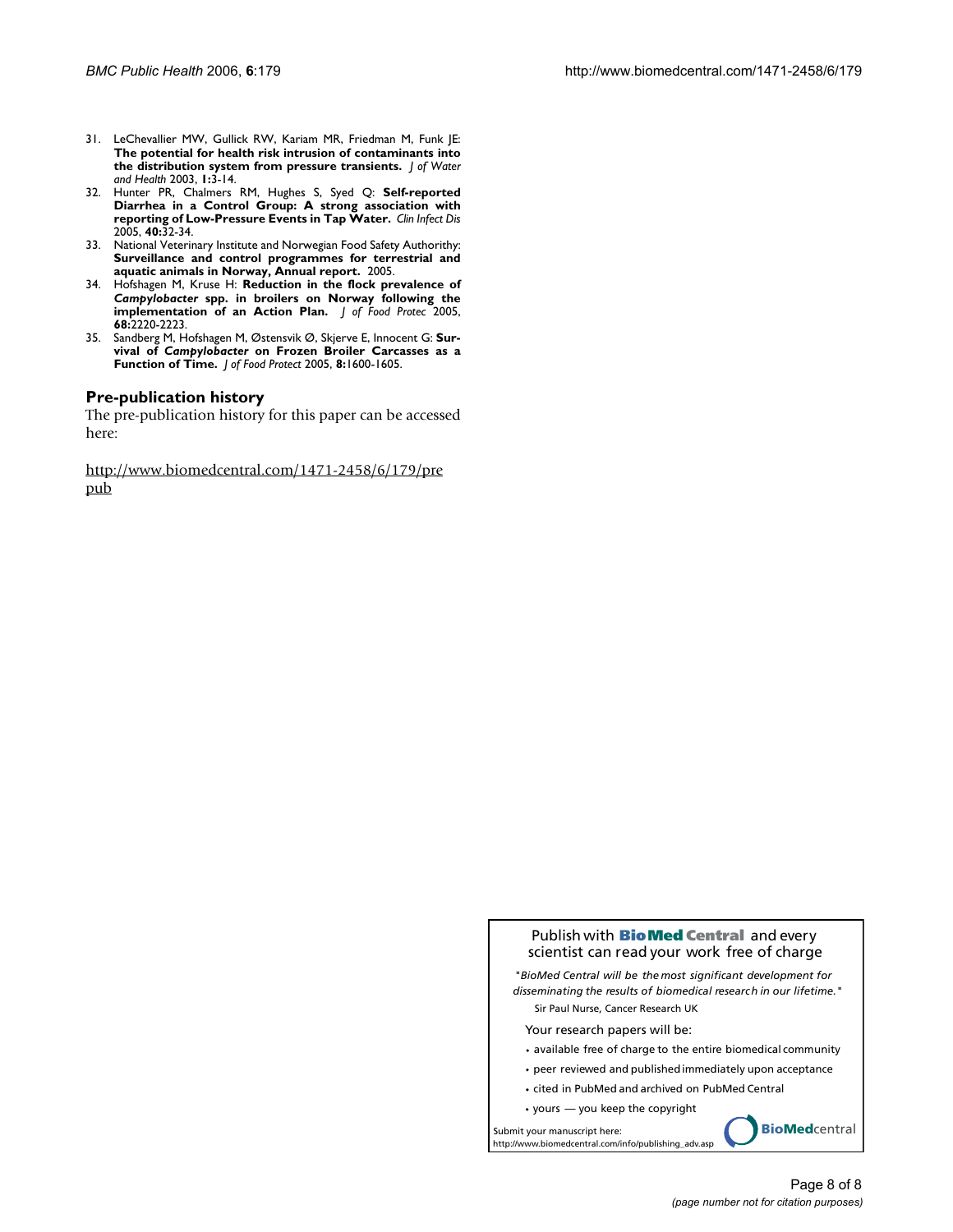31. LeChevallier MW, Gullick RW, Kariam MR, Friedman M, Funk JE: **The potential for health risk intrusion of contaminants into the distribution system from pressure transients.** *J of Water and Health* 2003, **1:**3-14.
32. Hunter PR, Chalmers RM, Hughes S, Syed Q: **Self-reported Diarrhea in a Control Group: A strong association with reporting of Low-Pressure Events in Tap Water.** *Clin Infect Dis* 2005, **40:**32-34.
33. National Veterinary Institute and Norwegian Food Safety Authorithy: **Surveillance and control programmes for terrestrial and aquatic animals in Norway, Annual report.** 2005.
34. Hofshagen M, Kruse H: **Reduction in the flock prevalence of *Campylobacter* spp. in broilers on Norway following the implementation of an Action Plan.** *J of Food Protec* 2005, **68:**2220-2223.
35. Sandberg M, Hofshagen M, Østensvik Ø, Skjerve E, Innocent G: **Survival of *Campylobacter* on Frozen Broiler Carcasses as a Function of Time.** *J of Food Protect* 2005, **8:**1600-1605.

## Pre-publication history

The pre-publication history for this paper can be accessed here:

http://www.biomedcentral.com/1471-2458/6/179/prepub

Publish with **BioMed Central** and every scientist can read your work free of charge

*"BioMed Central will be the most significant development for disseminating the results of biomedical research in our lifetime."*
Sir Paul Nurse, Cancer Research UK

Your research papers will be:

- available free of charge to the entire biomedical community
- peer reviewed and published immediately upon acceptance
- cited in PubMed and archived on PubMed Central
- yours — you keep the copyright

Submit your manuscript here:
http://www.biomedcentral.com/info/publishing_adv.asp

**BioMed**central